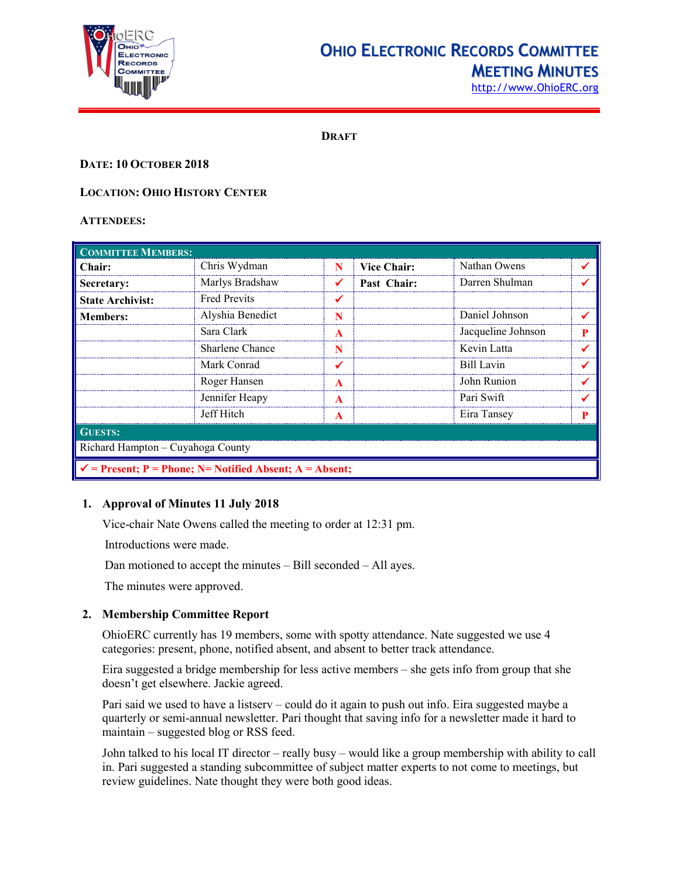# Ohio Electronic Records Committee Meeting Minutes

http://www.OhioERC.org

**DRAFT**

**DATE: 10 OCTOBER 2018**

**LOCATION: OHIO HISTORY CENTER**

**ATTENDEES:**

| COMMITTEE MEMBERS: | | | | | |
|---|---|---|---|---|---|
| **Chair:** | Chris Wydman | N | **Vice Chair:** | Nathan Owens | ✓ |
| **Secretary:** | Marlys Bradshaw | ✓ | **Past Chair:** | Darren Shulman | ✓ |
| **State Archivist:** | Fred Previts | ✓ | | | |
| **Members:** | Alyshia Benedict | N | | Daniel Johnson | ✓ |
| | Sara Clark | A | | Jacqueline Johnson | P |
| | Sharlene Chance | N | | Kevin Latta | ✓ |
| | Mark Conrad | ✓ | | Bill Lavin | ✓ |
| | Roger Hansen | A | | John Runion | ✓ |
| | Jennifer Heapy | A | | Pari Swift | ✓ |
| | Jeff Hitch | A | | Eira Tansey | P |
| **GUESTS:** | | | | | |
| Richard Hampton – Cuyahoga County | | | | | |
| ✓ = Present; P = Phone; N= Notified Absent; A = Absent; | | | | | |

1. **Approval of Minutes 11 July 2018**

   Vice-chair Nate Owens called the meeting to order at 12:31 pm.

   Introductions were made.

   Dan motioned to accept the minutes – Bill seconded – All ayes.

   The minutes were approved.

2. **Membership Committee Report**

   OhioERC currently has 19 members, some with spotty attendance. Nate suggested we use 4 categories: present, phone, notified absent, and absent to better track attendance.

   Eira suggested a bridge membership for less active members – she gets info from group that she doesn't get elsewhere. Jackie agreed.

   Pari said we used to have a listserv – could do it again to push out info. Eira suggested maybe a quarterly or semi-annual newsletter. Pari thought that saving info for a newsletter made it hard to maintain – suggested blog or RSS feed.

   John talked to his local IT director – really busy – would like a group membership with ability to call in. Pari suggested a standing subcommittee of subject matter experts to not come to meetings, but review guidelines. Nate thought they were both good ideas.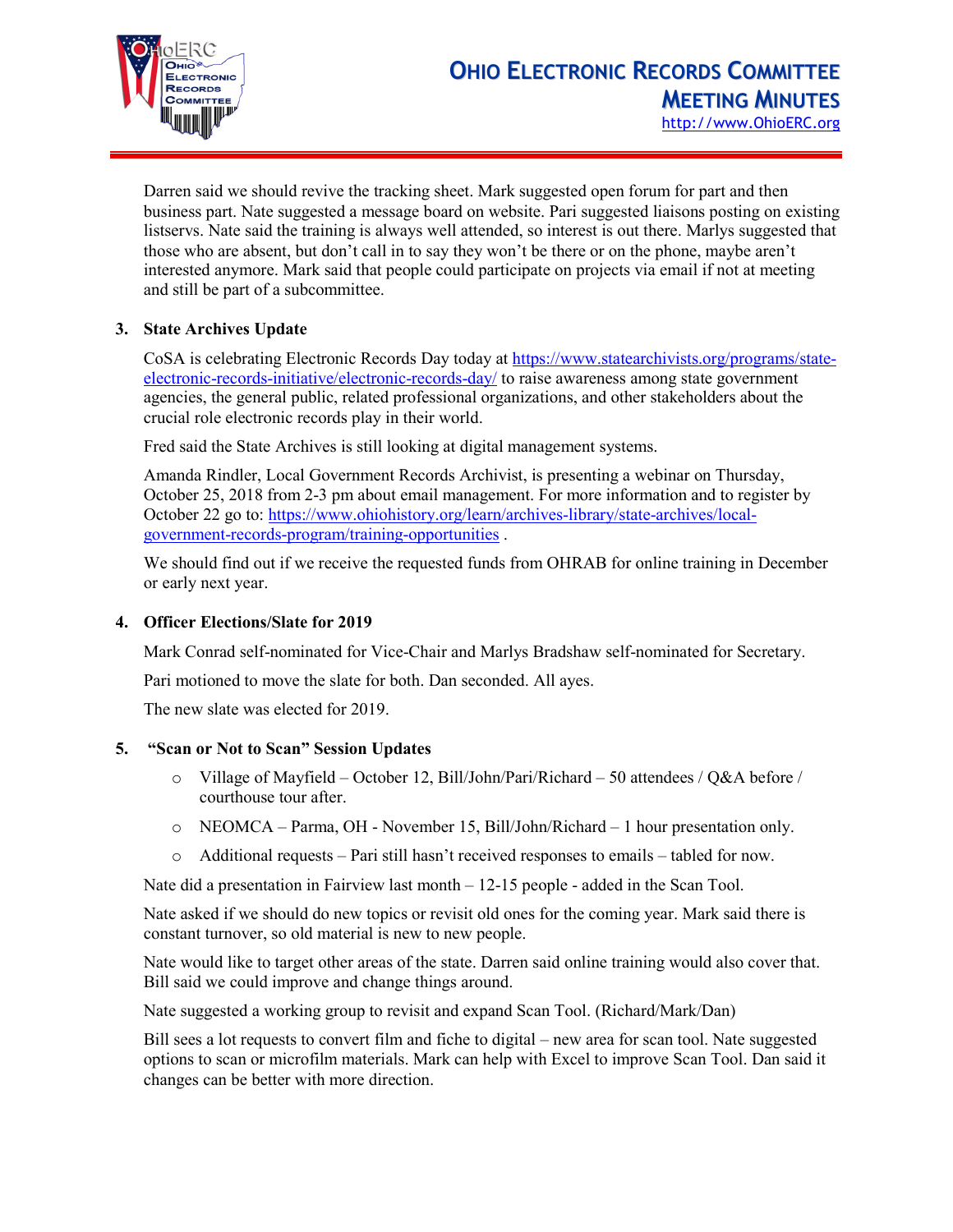Darren said we should revive the tracking sheet. Mark suggested open forum for part and then business part. Nate suggested a message board on website. Pari suggested liaisons posting on existing listservs. Nate said the training is always well attended, so interest is out there. Marlys suggested that those who are absent, but don't call in to say they won't be there or on the phone, maybe aren't interested anymore. Mark said that people could participate on projects via email if not at meeting and still be part of a subcommittee.

3. **State Archives Update**

CoSA is celebrating Electronic Records Day today at https://www.statearchivists.org/programs/state-electronic-records-initiative/electronic-records-day/ to raise awareness among state government agencies, the general public, related professional organizations, and other stakeholders about the crucial role electronic records play in their world.

Fred said the State Archives is still looking at digital management systems.

Amanda Rindler, Local Government Records Archivist, is presenting a webinar on Thursday, October 25, 2018 from 2-3 pm about email management. For more information and to register by October 22 go to: https://www.ohiohistory.org/learn/archives-library/state-archives/local-government-records-program/training-opportunities .

We should find out if we receive the requested funds from OHRAB for online training in December or early next year.

4. **Officer Elections/Slate for 2019**

Mark Conrad self-nominated for Vice-Chair and Marlys Bradshaw self-nominated for Secretary.

Pari motioned to move the slate for both. Dan seconded. All ayes.

The new slate was elected for 2019.

5. **"Scan or Not to Scan" Session Updates**

   - Village of Mayfield – October 12, Bill/John/Pari/Richard – 50 attendees / Q&A before / courthouse tour after.
   - NEOMCA – Parma, OH - November 15, Bill/John/Richard – 1 hour presentation only.
   - Additional requests – Pari still hasn't received responses to emails – tabled for now.

Nate did a presentation in Fairview last month – 12-15 people - added in the Scan Tool.

Nate asked if we should do new topics or revisit old ones for the coming year. Mark said there is constant turnover, so old material is new to new people.

Nate would like to target other areas of the state. Darren said online training would also cover that. Bill said we could improve and change things around.

Nate suggested a working group to revisit and expand Scan Tool. (Richard/Mark/Dan)

Bill sees a lot requests to convert film and fiche to digital – new area for scan tool. Nate suggested options to scan or microfilm materials. Mark can help with Excel to improve Scan Tool. Dan said it changes can be better with more direction.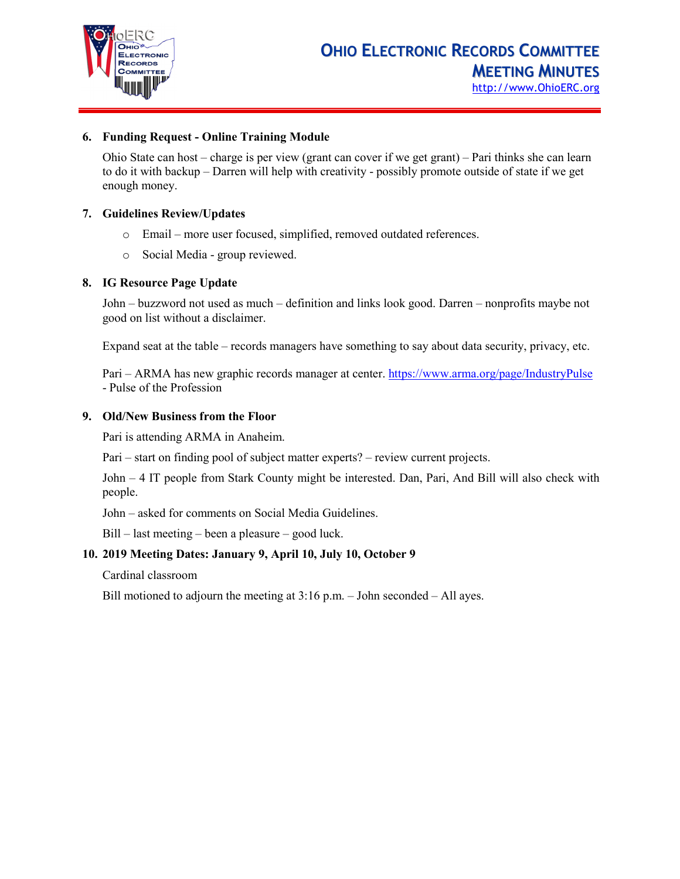6. **Funding Request - Online Training Module**

   Ohio State can host – charge is per view (grant can cover if we get grant) – Pari thinks she can learn to do it with backup – Darren will help with creativity - possibly promote outside of state if we get enough money.

7. **Guidelines Review/Updates**

   - Email – more user focused, simplified, removed outdated references.
   - Social Media - group reviewed.

8. **IG Resource Page Update**

   John – buzzword not used as much – definition and links look good. Darren – nonprofits maybe not good on list without a disclaimer.

   Expand seat at the table – records managers have something to say about data security, privacy, etc.

   Pari – ARMA has new graphic records manager at center. https://www.arma.org/page/IndustryPulse - Pulse of the Profession

9. **Old/New Business from the Floor**

   Pari is attending ARMA in Anaheim.

   Pari – start on finding pool of subject matter experts? – review current projects.

   John – 4 IT people from Stark County might be interested. Dan, Pari, And Bill will also check with people.

   John – asked for comments on Social Media Guidelines.

   Bill – last meeting – been a pleasure – good luck.

10. **2019 Meeting Dates: January 9, April 10, July 10, October 9**

    Cardinal classroom

    Bill motioned to adjourn the meeting at 3:16 p.m. – John seconded – All ayes.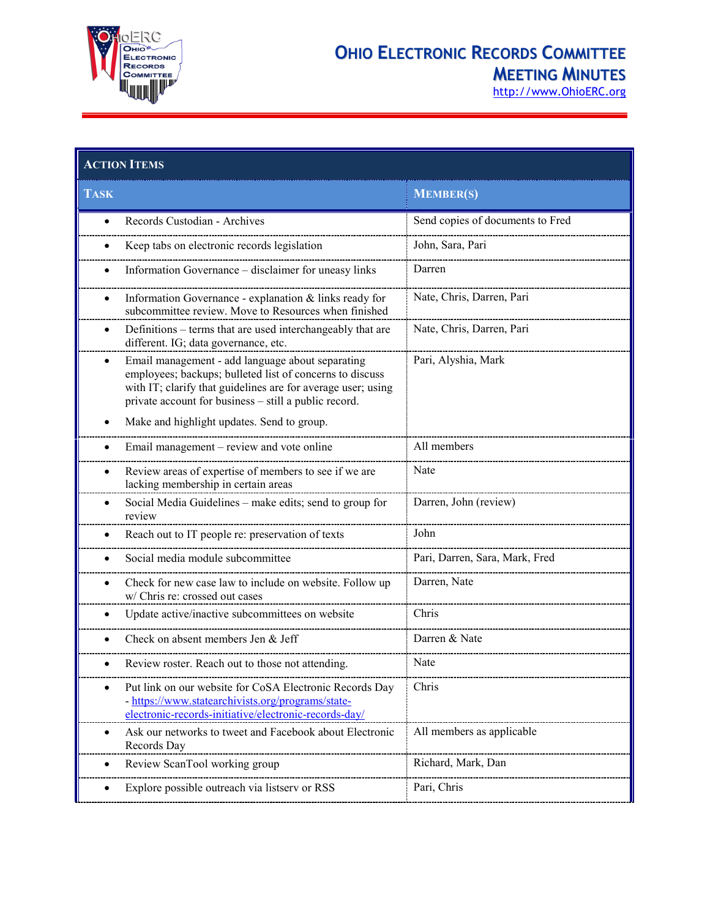# Ohio Electronic Records Committee Meeting Minutes

http://www.OhioERC.org

| **Action Items** | |
|---|---|
| **Task** | **Member(s)** |
| • Records Custodian - Archives | Send copies of documents to Fred |
| • Keep tabs on electronic records legislation | John, Sara, Pari |
| • Information Governance – disclaimer for uneasy links | Darren |
| • Information Governance - explanation & links ready for subcommittee review. Move to Resources when finished | Nate, Chris, Darren, Pari |
| • Definitions – terms that are used interchangeably that are different. IG; data governance, etc. | Nate, Chris, Darren, Pari |
| • Email management - add language about separating employees; backups; bulleted list of concerns to discuss with IT; clarify that guidelines are for average user; using private account for business – still a public record. <br>• Make and highlight updates. Send to group. | Pari, Alyshia, Mark |
| • Email management – review and vote online | All members |
| • Review areas of expertise of members to see if we are lacking membership in certain areas | Nate |
| • Social Media Guidelines – make edits; send to group for review | Darren, John (review) |
| • Reach out to IT people re: preservation of texts | John |
| • Social media module subcommittee | Pari, Darren, Sara, Mark, Fred |
| • Check for new case law to include on website. Follow up w/ Chris re: crossed out cases | Darren, Nate |
| • Update active/inactive subcommittees on website | Chris |
| • Check on absent members Jen & Jeff | Darren & Nate |
| • Review roster. Reach out to those not attending. | Nate |
| • Put link on our website for CoSA Electronic Records Day - https://www.statearchivists.org/programs/state-electronic-records-initiative/electronic-records-day/ | Chris |
| • Ask our networks to tweet and Facebook about Electronic Records Day | All members as applicable |
| • Review ScanTool working group | Richard, Mark, Dan |
| • Explore possible outreach via listserv or RSS | Pari, Chris |